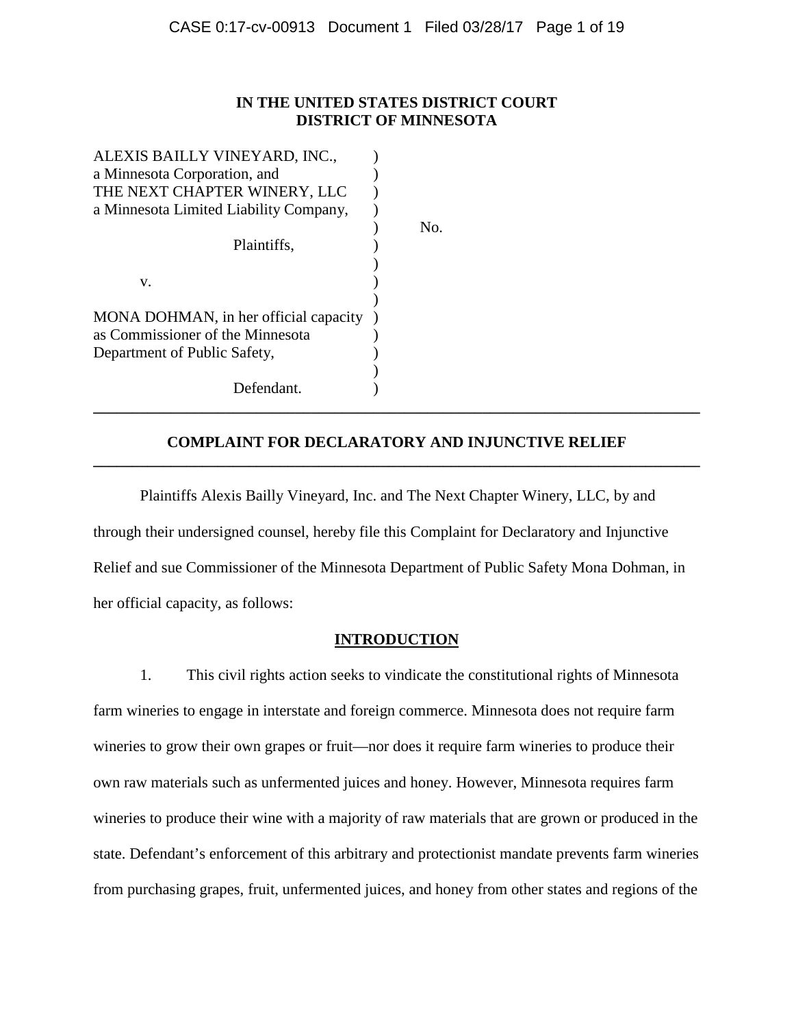**IN THE UNITED STATES DISTRICT COURT**
**DISTRICT OF MINNESOTA**

ALEXIS BAILLY VINEYARD, INC.,
a Minnesota Corporation, and
THE NEXT CHAPTER WINERY, LLC
a Minnesota Limited Liability Company,

Plaintiffs,

v.

MONA DOHMAN, in her official capacity
as Commissioner of the Minnesota
Department of Public Safety,

Defendant.

No.

---

**COMPLAINT FOR DECLARATORY AND INJUNCTIVE RELIEF**

---

Plaintiffs Alexis Bailly Vineyard, Inc. and The Next Chapter Winery, LLC, by and through their undersigned counsel, hereby file this Complaint for Declaratory and Injunctive Relief and sue Commissioner of the Minnesota Department of Public Safety Mona Dohman, in her official capacity, as follows:

## INTRODUCTION

1. This civil rights action seeks to vindicate the constitutional rights of Minnesota farm wineries to engage in interstate and foreign commerce. Minnesota does not require farm wineries to grow their own grapes or fruit—nor does it require farm wineries to produce their own raw materials such as unfermented juices and honey. However, Minnesota requires farm wineries to produce their wine with a majority of raw materials that are grown or produced in the state. Defendant's enforcement of this arbitrary and protectionist mandate prevents farm wineries from purchasing grapes, fruit, unfermented juices, and honey from other states and regions of the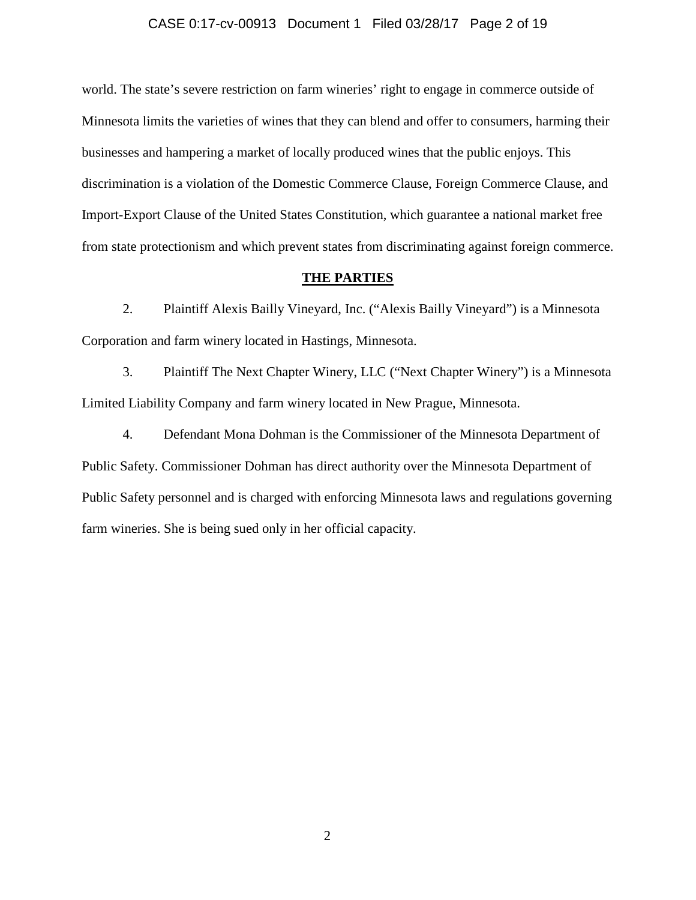world. The state's severe restriction on farm wineries' right to engage in commerce outside of Minnesota limits the varieties of wines that they can blend and offer to consumers, harming their businesses and hampering a market of locally produced wines that the public enjoys. This discrimination is a violation of the Domestic Commerce Clause, Foreign Commerce Clause, and Import-Export Clause of the United States Constitution, which guarantee a national market free from state protectionism and which prevent states from discriminating against foreign commerce.

## THE PARTIES

2. Plaintiff Alexis Bailly Vineyard, Inc. ("Alexis Bailly Vineyard") is a Minnesota Corporation and farm winery located in Hastings, Minnesota.

3. Plaintiff The Next Chapter Winery, LLC ("Next Chapter Winery") is a Minnesota Limited Liability Company and farm winery located in New Prague, Minnesota.

4. Defendant Mona Dohman is the Commissioner of the Minnesota Department of Public Safety. Commissioner Dohman has direct authority over the Minnesota Department of Public Safety personnel and is charged with enforcing Minnesota laws and regulations governing farm wineries. She is being sued only in her official capacity.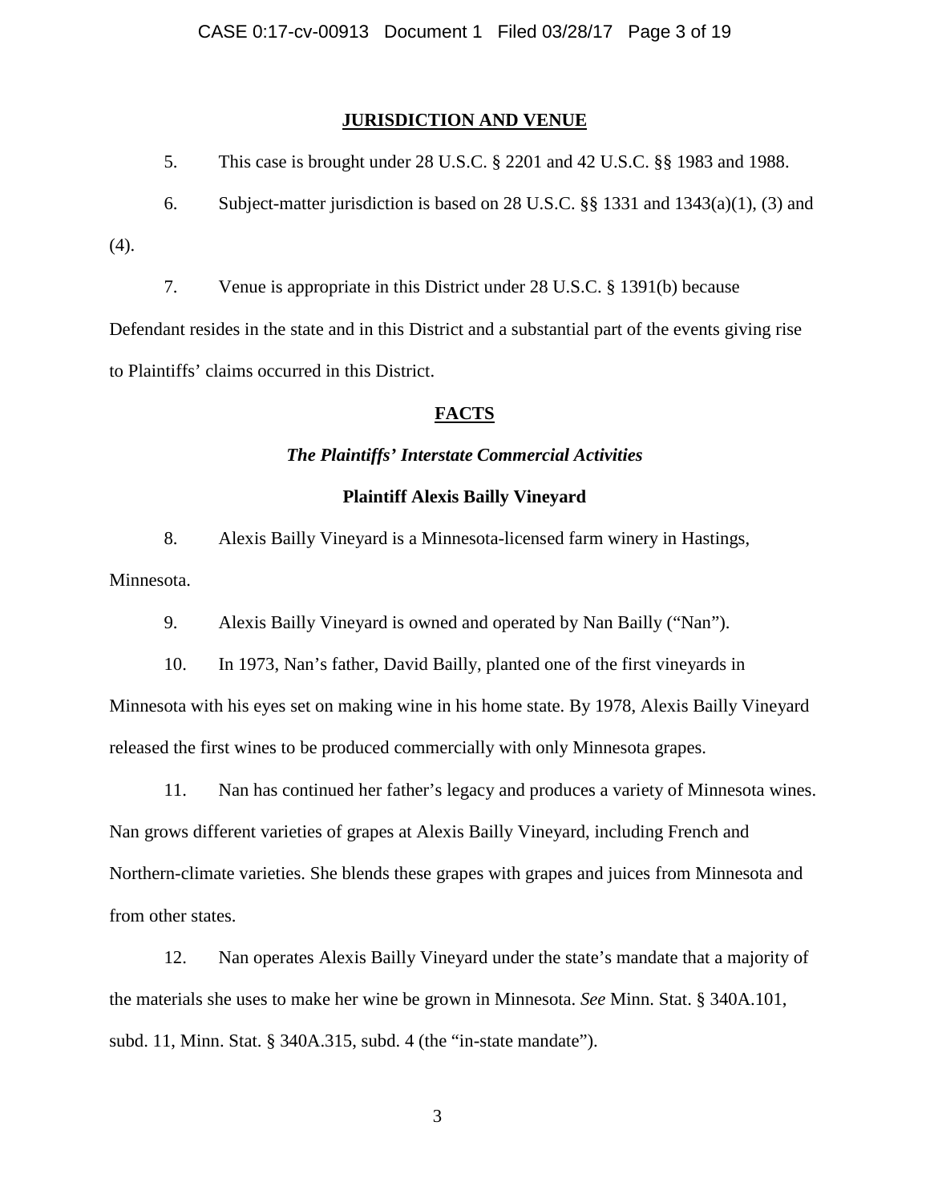## JURISDICTION AND VENUE

5. This case is brought under 28 U.S.C. § 2201 and 42 U.S.C. §§ 1983 and 1988.

6. Subject-matter jurisdiction is based on 28 U.S.C. §§ 1331 and 1343(a)(1), (3) and (4).

7. Venue is appropriate in this District under 28 U.S.C. § 1391(b) because Defendant resides in the state and in this District and a substantial part of the events giving rise to Plaintiffs' claims occurred in this District.

## FACTS

### *The Plaintiffs' Interstate Commercial Activities*

#### Plaintiff Alexis Bailly Vineyard

8. Alexis Bailly Vineyard is a Minnesota-licensed farm winery in Hastings, Minnesota.

9. Alexis Bailly Vineyard is owned and operated by Nan Bailly ("Nan").

10. In 1973, Nan's father, David Bailly, planted one of the first vineyards in Minnesota with his eyes set on making wine in his home state. By 1978, Alexis Bailly Vineyard released the first wines to be produced commercially with only Minnesota grapes.

11. Nan has continued her father's legacy and produces a variety of Minnesota wines. Nan grows different varieties of grapes at Alexis Bailly Vineyard, including French and Northern-climate varieties. She blends these grapes with grapes and juices from Minnesota and from other states.

12. Nan operates Alexis Bailly Vineyard under the state's mandate that a majority of the materials she uses to make her wine be grown in Minnesota. *See* Minn. Stat. § 340A.101, subd. 11, Minn. Stat. § 340A.315, subd. 4 (the "in-state mandate").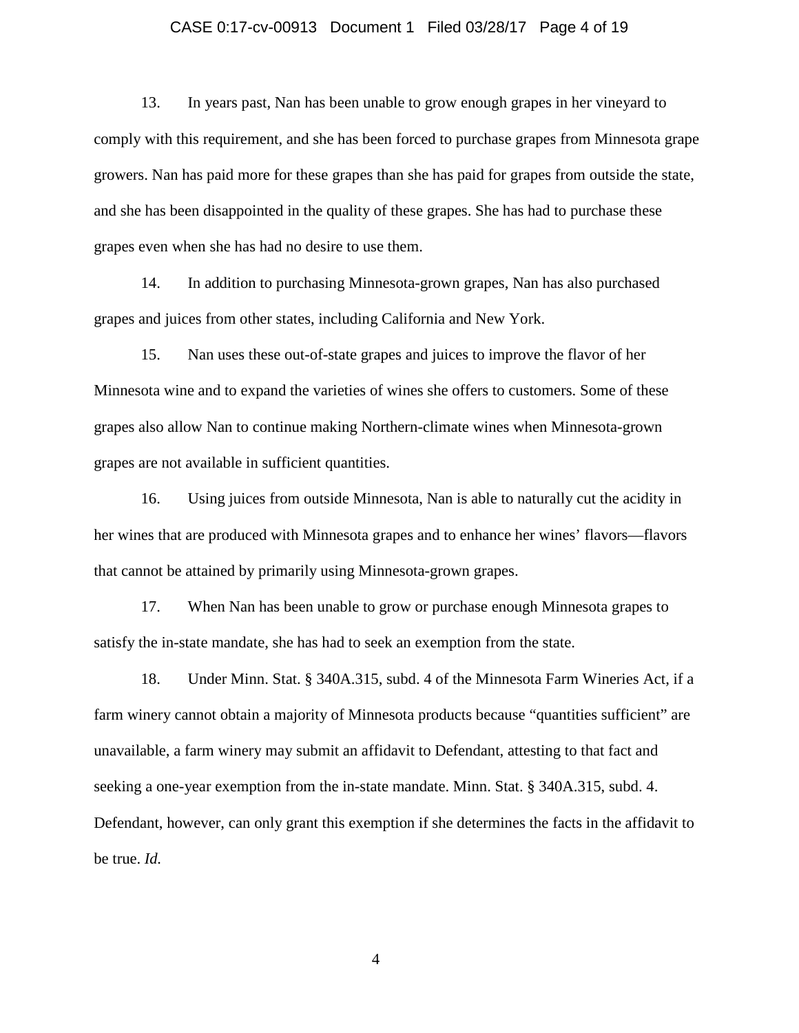13. In years past, Nan has been unable to grow enough grapes in her vineyard to comply with this requirement, and she has been forced to purchase grapes from Minnesota grape growers. Nan has paid more for these grapes than she has paid for grapes from outside the state, and she has been disappointed in the quality of these grapes. She has had to purchase these grapes even when she has had no desire to use them.

14. In addition to purchasing Minnesota-grown grapes, Nan has also purchased grapes and juices from other states, including California and New York.

15. Nan uses these out-of-state grapes and juices to improve the flavor of her Minnesota wine and to expand the varieties of wines she offers to customers. Some of these grapes also allow Nan to continue making Northern-climate wines when Minnesota-grown grapes are not available in sufficient quantities.

16. Using juices from outside Minnesota, Nan is able to naturally cut the acidity in her wines that are produced with Minnesota grapes and to enhance her wines' flavors—flavors that cannot be attained by primarily using Minnesota-grown grapes.

17. When Nan has been unable to grow or purchase enough Minnesota grapes to satisfy the in-state mandate, she has had to seek an exemption from the state.

18. Under Minn. Stat. § 340A.315, subd. 4 of the Minnesota Farm Wineries Act, if a farm winery cannot obtain a majority of Minnesota products because "quantities sufficient" are unavailable, a farm winery may submit an affidavit to Defendant, attesting to that fact and seeking a one-year exemption from the in-state mandate. Minn. Stat. § 340A.315, subd. 4. Defendant, however, can only grant this exemption if she determines the facts in the affidavit to be true. *Id.*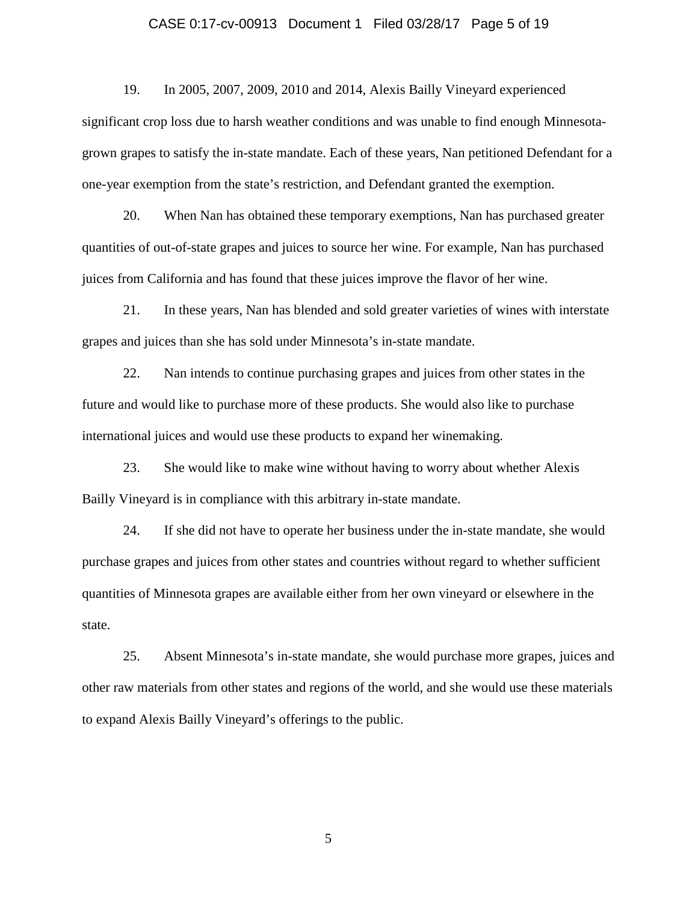19. In 2005, 2007, 2009, 2010 and 2014, Alexis Bailly Vineyard experienced significant crop loss due to harsh weather conditions and was unable to find enough Minnesota-grown grapes to satisfy the in-state mandate. Each of these years, Nan petitioned Defendant for a one-year exemption from the state's restriction, and Defendant granted the exemption.

20. When Nan has obtained these temporary exemptions, Nan has purchased greater quantities of out-of-state grapes and juices to source her wine. For example, Nan has purchased juices from California and has found that these juices improve the flavor of her wine.

21. In these years, Nan has blended and sold greater varieties of wines with interstate grapes and juices than she has sold under Minnesota's in-state mandate.

22. Nan intends to continue purchasing grapes and juices from other states in the future and would like to purchase more of these products. She would also like to purchase international juices and would use these products to expand her winemaking.

23. She would like to make wine without having to worry about whether Alexis Bailly Vineyard is in compliance with this arbitrary in-state mandate.

24. If she did not have to operate her business under the in-state mandate, she would purchase grapes and juices from other states and countries without regard to whether sufficient quantities of Minnesota grapes are available either from her own vineyard or elsewhere in the state.

25. Absent Minnesota's in-state mandate, she would purchase more grapes, juices and other raw materials from other states and regions of the world, and she would use these materials to expand Alexis Bailly Vineyard's offerings to the public.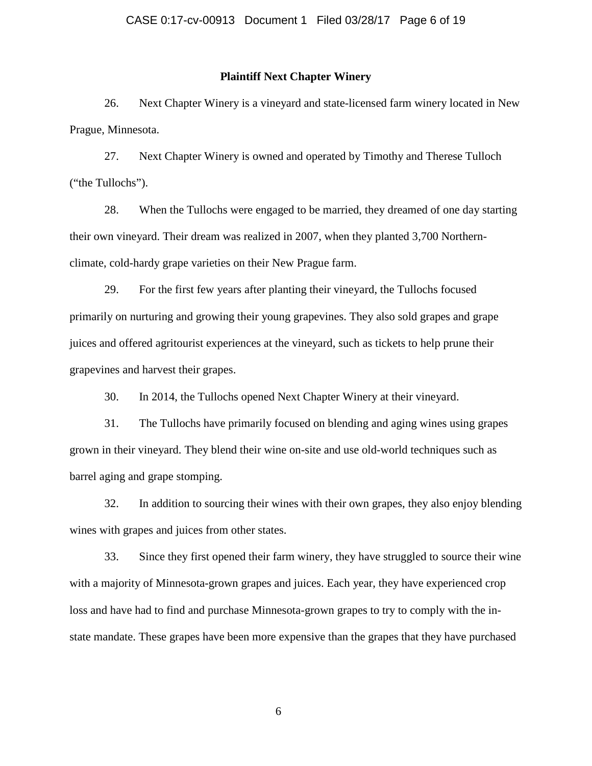**Plaintiff Next Chapter Winery**

26. Next Chapter Winery is a vineyard and state-licensed farm winery located in New Prague, Minnesota.

27. Next Chapter Winery is owned and operated by Timothy and Therese Tulloch ("the Tullochs").

28. When the Tullochs were engaged to be married, they dreamed of one day starting their own vineyard. Their dream was realized in 2007, when they planted 3,700 Northern-climate, cold-hardy grape varieties on their New Prague farm.

29. For the first few years after planting their vineyard, the Tullochs focused primarily on nurturing and growing their young grapevines. They also sold grapes and grape juices and offered agritourist experiences at the vineyard, such as tickets to help prune their grapevines and harvest their grapes.

30. In 2014, the Tullochs opened Next Chapter Winery at their vineyard.

31. The Tullochs have primarily focused on blending and aging wines using grapes grown in their vineyard. They blend their wine on-site and use old-world techniques such as barrel aging and grape stomping.

32. In addition to sourcing their wines with their own grapes, they also enjoy blending wines with grapes and juices from other states.

33. Since they first opened their farm winery, they have struggled to source their wine with a majority of Minnesota-grown grapes and juices. Each year, they have experienced crop loss and have had to find and purchase Minnesota-grown grapes to try to comply with the in-state mandate. These grapes have been more expensive than the grapes that they have purchased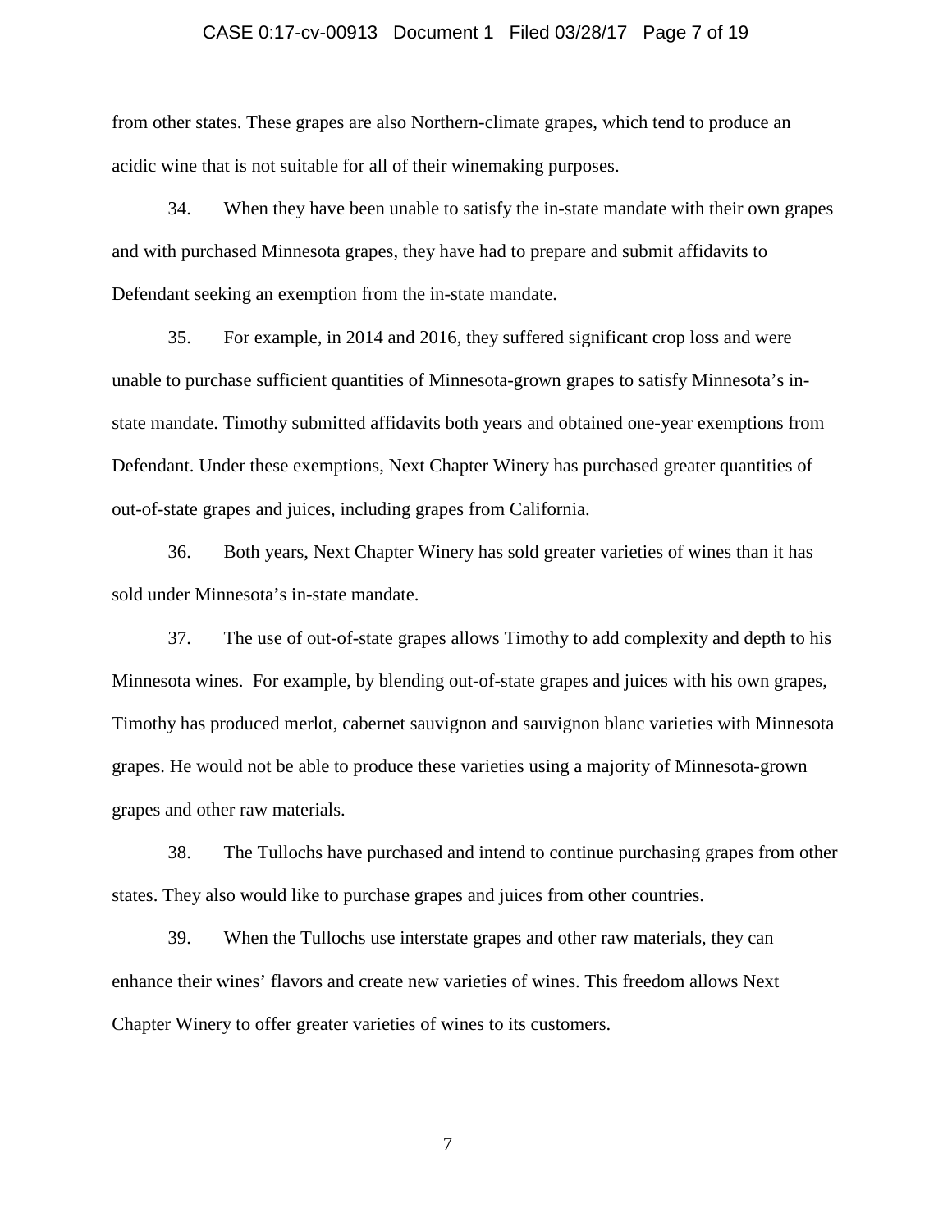from other states. These grapes are also Northern-climate grapes, which tend to produce an acidic wine that is not suitable for all of their winemaking purposes.

34. When they have been unable to satisfy the in-state mandate with their own grapes and with purchased Minnesota grapes, they have had to prepare and submit affidavits to Defendant seeking an exemption from the in-state mandate.

35. For example, in 2014 and 2016, they suffered significant crop loss and were unable to purchase sufficient quantities of Minnesota-grown grapes to satisfy Minnesota's in-state mandate. Timothy submitted affidavits both years and obtained one-year exemptions from Defendant. Under these exemptions, Next Chapter Winery has purchased greater quantities of out-of-state grapes and juices, including grapes from California.

36. Both years, Next Chapter Winery has sold greater varieties of wines than it has sold under Minnesota's in-state mandate.

37. The use of out-of-state grapes allows Timothy to add complexity and depth to his Minnesota wines. For example, by blending out-of-state grapes and juices with his own grapes, Timothy has produced merlot, cabernet sauvignon and sauvignon blanc varieties with Minnesota grapes. He would not be able to produce these varieties using a majority of Minnesota-grown grapes and other raw materials.

38. The Tullochs have purchased and intend to continue purchasing grapes from other states. They also would like to purchase grapes and juices from other countries.

39. When the Tullochs use interstate grapes and other raw materials, they can enhance their wines' flavors and create new varieties of wines. This freedom allows Next Chapter Winery to offer greater varieties of wines to its customers.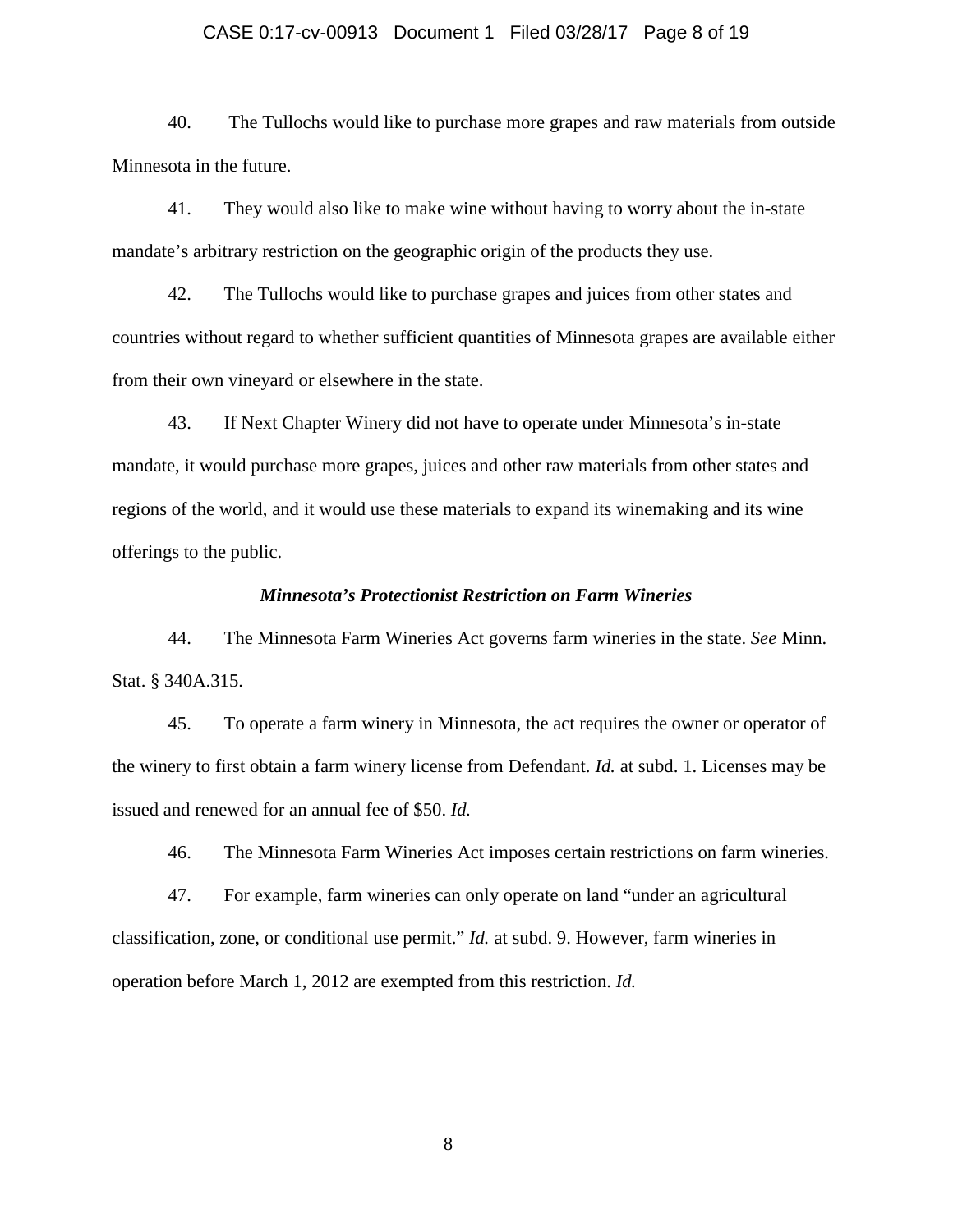40. The Tullochs would like to purchase more grapes and raw materials from outside Minnesota in the future.

41. They would also like to make wine without having to worry about the in-state mandate's arbitrary restriction on the geographic origin of the products they use.

42. The Tullochs would like to purchase grapes and juices from other states and countries without regard to whether sufficient quantities of Minnesota grapes are available either from their own vineyard or elsewhere in the state.

43. If Next Chapter Winery did not have to operate under Minnesota's in-state mandate, it would purchase more grapes, juices and other raw materials from other states and regions of the world, and it would use these materials to expand its winemaking and its wine offerings to the public.

***Minnesota's Protectionist Restriction on Farm Wineries***

44. The Minnesota Farm Wineries Act governs farm wineries in the state. *See* Minn. Stat. § 340A.315.

45. To operate a farm winery in Minnesota, the act requires the owner or operator of the winery to first obtain a farm winery license from Defendant. *Id.* at subd. 1. Licenses may be issued and renewed for an annual fee of $50. *Id.*

46. The Minnesota Farm Wineries Act imposes certain restrictions on farm wineries.

47. For example, farm wineries can only operate on land "under an agricultural classification, zone, or conditional use permit." *Id.* at subd. 9. However, farm wineries in operation before March 1, 2012 are exempted from this restriction. *Id.*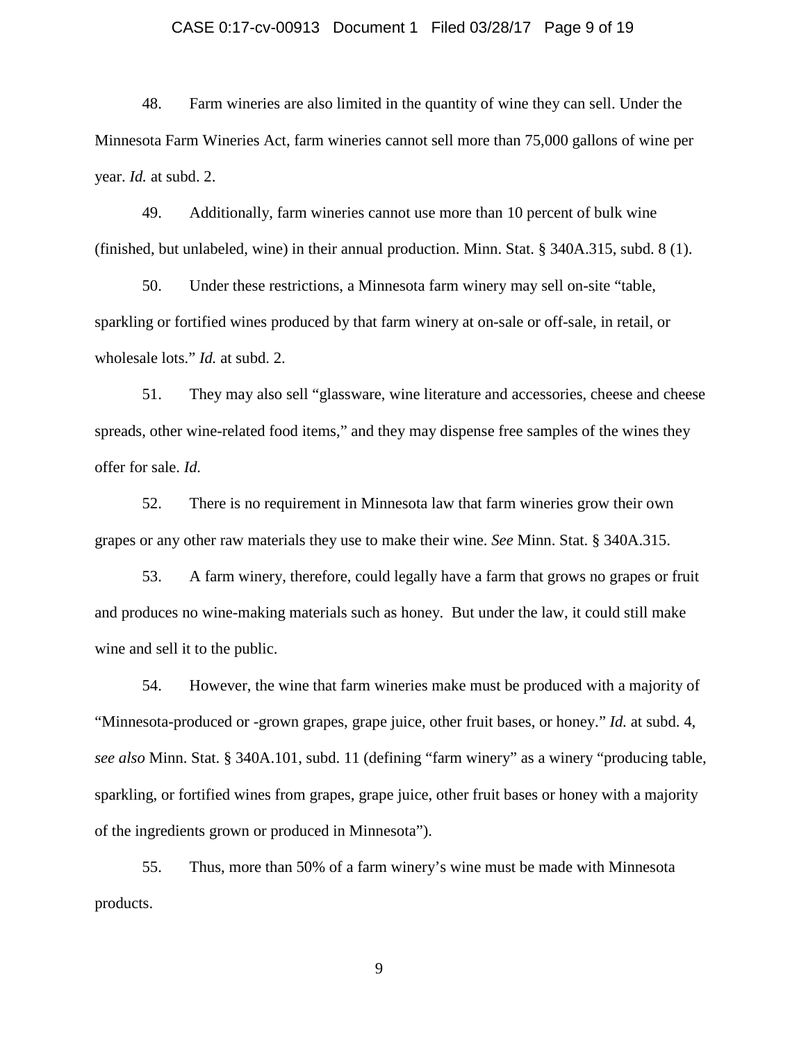48. Farm wineries are also limited in the quantity of wine they can sell. Under the Minnesota Farm Wineries Act, farm wineries cannot sell more than 75,000 gallons of wine per year. *Id.* at subd. 2.

49. Additionally, farm wineries cannot use more than 10 percent of bulk wine (finished, but unlabeled, wine) in their annual production. Minn. Stat. § 340A.315, subd. 8 (1).

50. Under these restrictions, a Minnesota farm winery may sell on-site "table, sparkling or fortified wines produced by that farm winery at on-sale or off-sale, in retail, or wholesale lots." *Id.* at subd. 2.

51. They may also sell "glassware, wine literature and accessories, cheese and cheese spreads, other wine-related food items," and they may dispense free samples of the wines they offer for sale. *Id.*

52. There is no requirement in Minnesota law that farm wineries grow their own grapes or any other raw materials they use to make their wine. *See* Minn. Stat. § 340A.315.

53. A farm winery, therefore, could legally have a farm that grows no grapes or fruit and produces no wine-making materials such as honey. But under the law, it could still make wine and sell it to the public.

54. However, the wine that farm wineries make must be produced with a majority of "Minnesota-produced or -grown grapes, grape juice, other fruit bases, or honey." *Id.* at subd. 4, *see also* Minn. Stat. § 340A.101, subd. 11 (defining "farm winery" as a winery "producing table, sparkling, or fortified wines from grapes, grape juice, other fruit bases or honey with a majority of the ingredients grown or produced in Minnesota").

55. Thus, more than 50% of a farm winery's wine must be made with Minnesota products.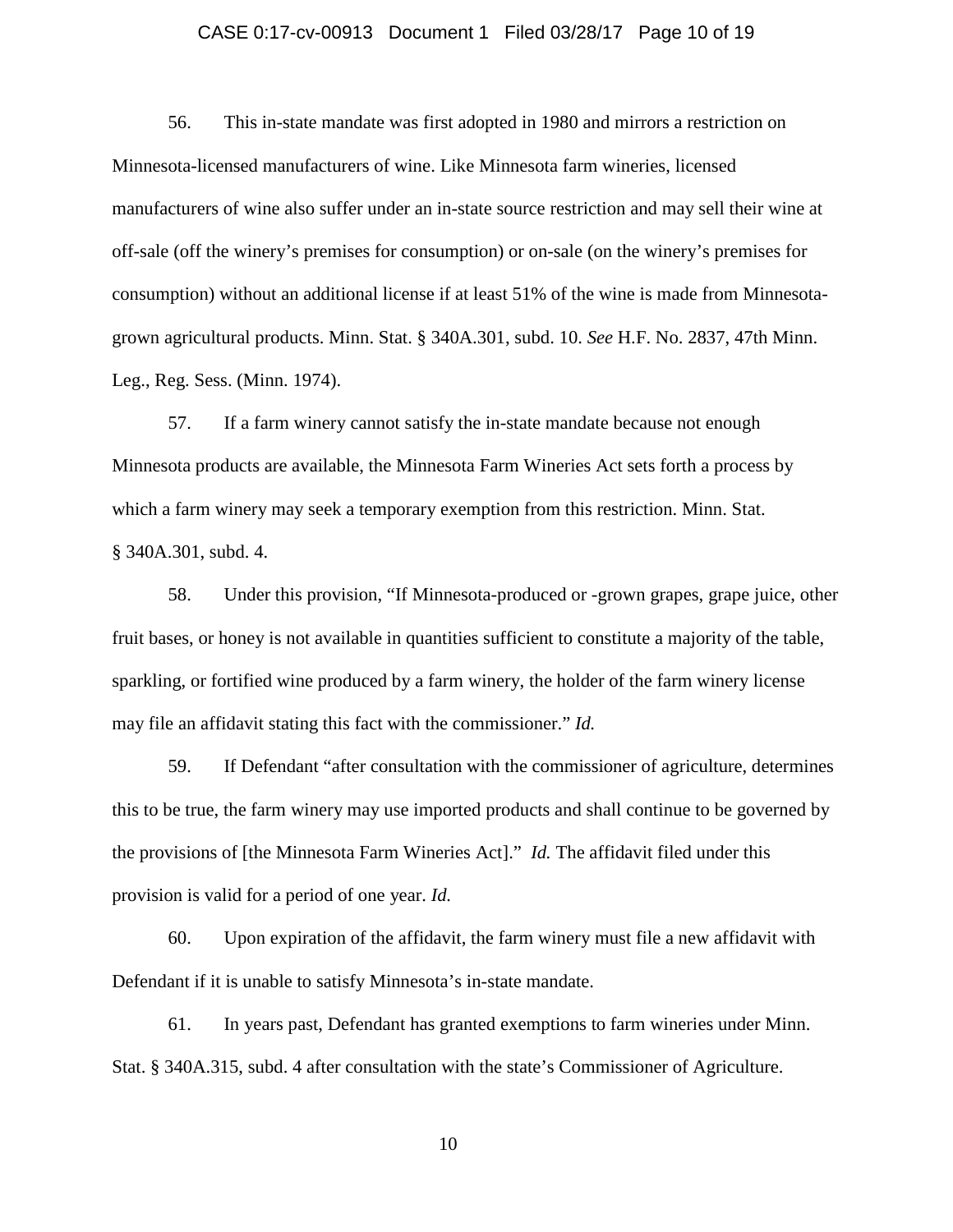56. This in-state mandate was first adopted in 1980 and mirrors a restriction on Minnesota-licensed manufacturers of wine. Like Minnesota farm wineries, licensed manufacturers of wine also suffer under an in-state source restriction and may sell their wine at off-sale (off the winery's premises for consumption) or on-sale (on the winery's premises for consumption) without an additional license if at least 51% of the wine is made from Minnesota-grown agricultural products. Minn. Stat. § 340A.301, subd. 10. *See* H.F. No. 2837, 47th Minn. Leg., Reg. Sess. (Minn. 1974).

57. If a farm winery cannot satisfy the in-state mandate because not enough Minnesota products are available, the Minnesota Farm Wineries Act sets forth a process by which a farm winery may seek a temporary exemption from this restriction. Minn. Stat. § 340A.301, subd. 4.

58. Under this provision, "If Minnesota-produced or -grown grapes, grape juice, other fruit bases, or honey is not available in quantities sufficient to constitute a majority of the table, sparkling, or fortified wine produced by a farm winery, the holder of the farm winery license may file an affidavit stating this fact with the commissioner." *Id.*

59. If Defendant "after consultation with the commissioner of agriculture, determines this to be true, the farm winery may use imported products and shall continue to be governed by the provisions of [the Minnesota Farm Wineries Act]." *Id.* The affidavit filed under this provision is valid for a period of one year. *Id.*

60. Upon expiration of the affidavit, the farm winery must file a new affidavit with Defendant if it is unable to satisfy Minnesota's in-state mandate.

61. In years past, Defendant has granted exemptions to farm wineries under Minn. Stat. § 340A.315, subd. 4 after consultation with the state's Commissioner of Agriculture.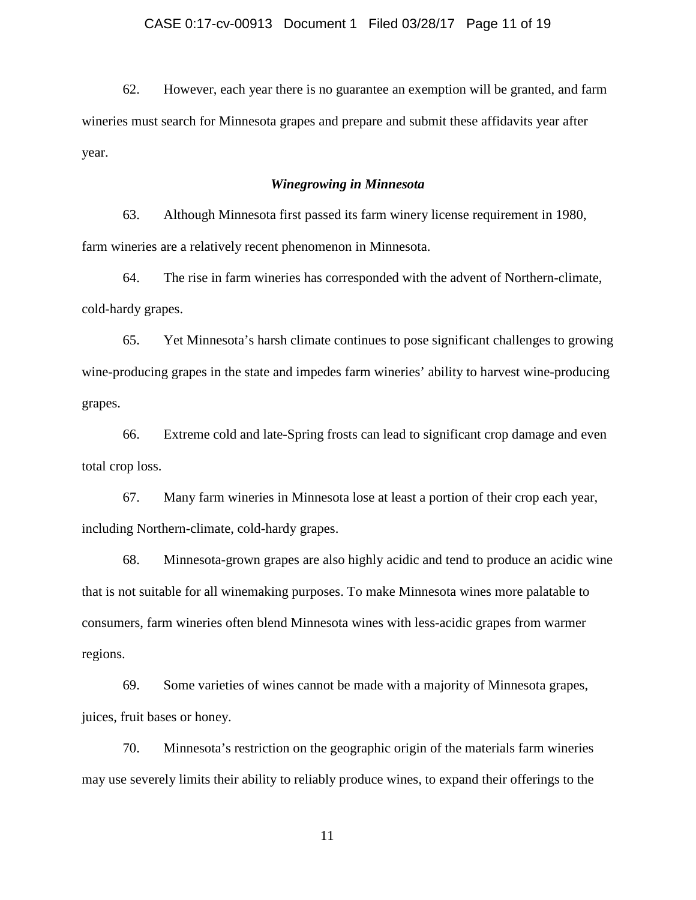62. However, each year there is no guarantee an exemption will be granted, and farm wineries must search for Minnesota grapes and prepare and submit these affidavits year after year.

### *Winegrowing in Minnesota*

63. Although Minnesota first passed its farm winery license requirement in 1980, farm wineries are a relatively recent phenomenon in Minnesota.

64. The rise in farm wineries has corresponded with the advent of Northern-climate, cold-hardy grapes.

65. Yet Minnesota's harsh climate continues to pose significant challenges to growing wine-producing grapes in the state and impedes farm wineries' ability to harvest wine-producing grapes.

66. Extreme cold and late-Spring frosts can lead to significant crop damage and even total crop loss.

67. Many farm wineries in Minnesota lose at least a portion of their crop each year, including Northern-climate, cold-hardy grapes.

68. Minnesota-grown grapes are also highly acidic and tend to produce an acidic wine that is not suitable for all winemaking purposes. To make Minnesota wines more palatable to consumers, farm wineries often blend Minnesota wines with less-acidic grapes from warmer regions.

69. Some varieties of wines cannot be made with a majority of Minnesota grapes, juices, fruit bases or honey.

70. Minnesota's restriction on the geographic origin of the materials farm wineries may use severely limits their ability to reliably produce wines, to expand their offerings to the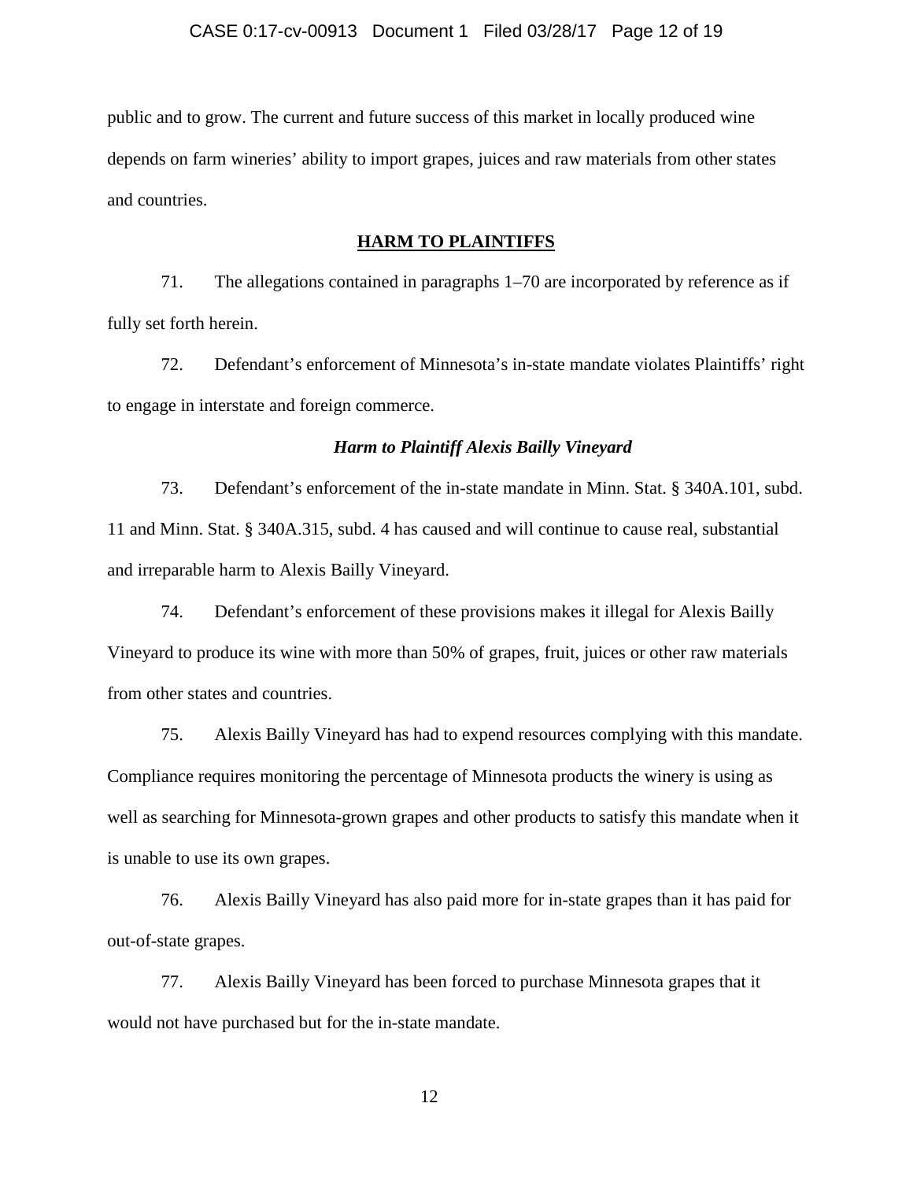public and to grow. The current and future success of this market in locally produced wine depends on farm wineries' ability to import grapes, juices and raw materials from other states and countries.

## HARM TO PLAINTIFFS

71. The allegations contained in paragraphs 1–70 are incorporated by reference as if fully set forth herein.

72. Defendant's enforcement of Minnesota's in-state mandate violates Plaintiffs' right to engage in interstate and foreign commerce.

### *Harm to Plaintiff Alexis Bailly Vineyard*

73. Defendant's enforcement of the in-state mandate in Minn. Stat. § 340A.101, subd. 11 and Minn. Stat. § 340A.315, subd. 4 has caused and will continue to cause real, substantial and irreparable harm to Alexis Bailly Vineyard.

74. Defendant's enforcement of these provisions makes it illegal for Alexis Bailly Vineyard to produce its wine with more than 50% of grapes, fruit, juices or other raw materials from other states and countries.

75. Alexis Bailly Vineyard has had to expend resources complying with this mandate. Compliance requires monitoring the percentage of Minnesota products the winery is using as well as searching for Minnesota-grown grapes and other products to satisfy this mandate when it is unable to use its own grapes.

76. Alexis Bailly Vineyard has also paid more for in-state grapes than it has paid for out-of-state grapes.

77. Alexis Bailly Vineyard has been forced to purchase Minnesota grapes that it would not have purchased but for the in-state mandate.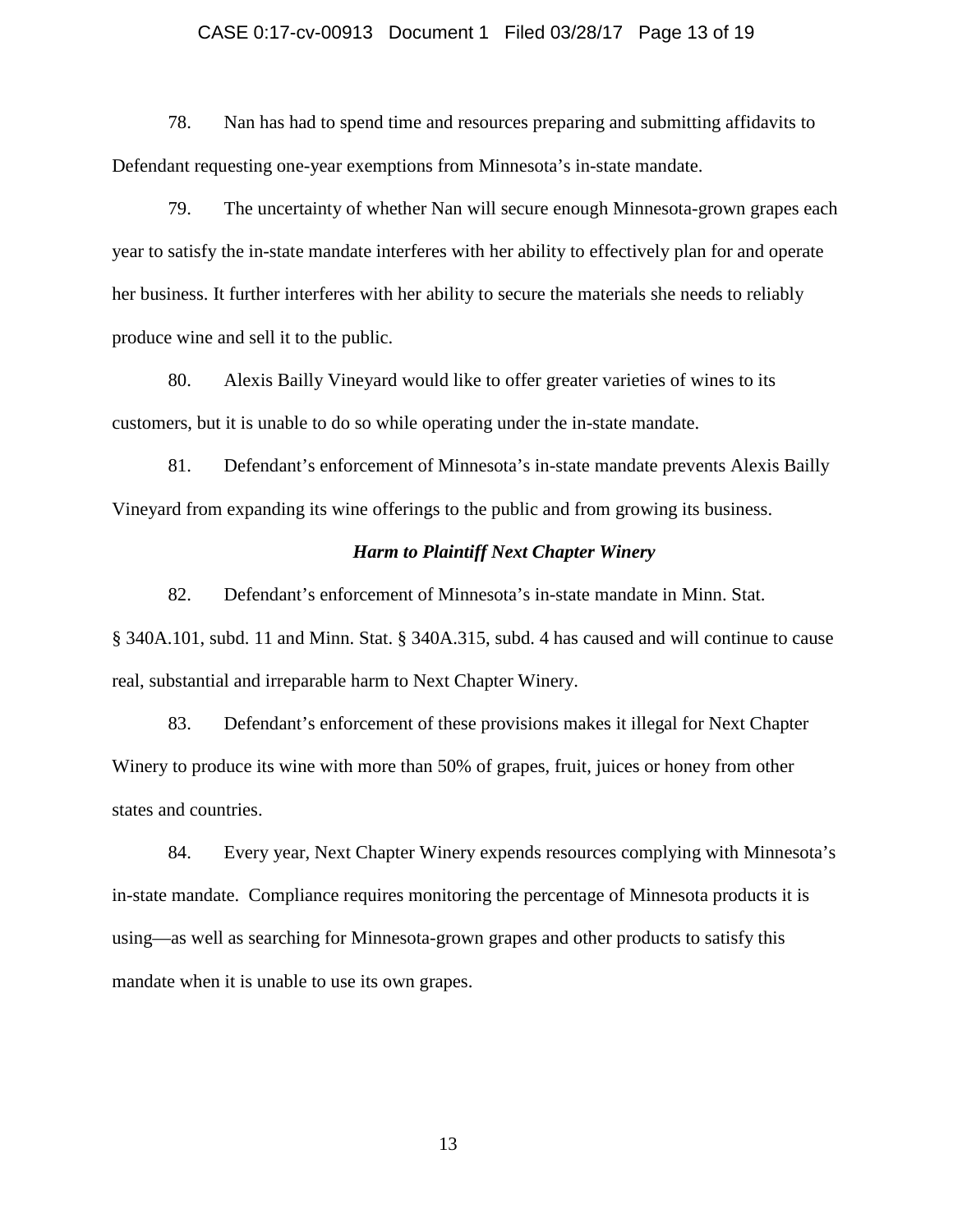78. Nan has had to spend time and resources preparing and submitting affidavits to Defendant requesting one-year exemptions from Minnesota's in-state mandate.

79. The uncertainty of whether Nan will secure enough Minnesota-grown grapes each year to satisfy the in-state mandate interferes with her ability to effectively plan for and operate her business. It further interferes with her ability to secure the materials she needs to reliably produce wine and sell it to the public.

80. Alexis Bailly Vineyard would like to offer greater varieties of wines to its customers, but it is unable to do so while operating under the in-state mandate.

81. Defendant's enforcement of Minnesota's in-state mandate prevents Alexis Bailly Vineyard from expanding its wine offerings to the public and from growing its business.

### *Harm to Plaintiff Next Chapter Winery*

82. Defendant's enforcement of Minnesota's in-state mandate in Minn. Stat. § 340A.101, subd. 11 and Minn. Stat. § 340A.315, subd. 4 has caused and will continue to cause real, substantial and irreparable harm to Next Chapter Winery.

83. Defendant's enforcement of these provisions makes it illegal for Next Chapter Winery to produce its wine with more than 50% of grapes, fruit, juices or honey from other states and countries.

84. Every year, Next Chapter Winery expends resources complying with Minnesota's in-state mandate. Compliance requires monitoring the percentage of Minnesota products it is using—as well as searching for Minnesota-grown grapes and other products to satisfy this mandate when it is unable to use its own grapes.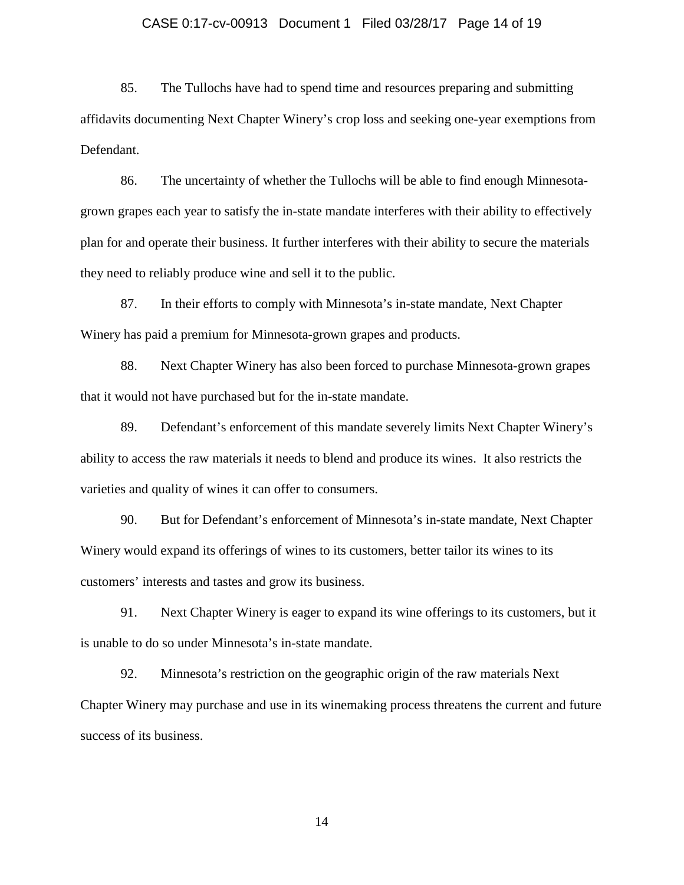85. The Tullochs have had to spend time and resources preparing and submitting affidavits documenting Next Chapter Winery's crop loss and seeking one-year exemptions from Defendant.

86. The uncertainty of whether the Tullochs will be able to find enough Minnesota-grown grapes each year to satisfy the in-state mandate interferes with their ability to effectively plan for and operate their business. It further interferes with their ability to secure the materials they need to reliably produce wine and sell it to the public.

87. In their efforts to comply with Minnesota's in-state mandate, Next Chapter Winery has paid a premium for Minnesota-grown grapes and products.

88. Next Chapter Winery has also been forced to purchase Minnesota-grown grapes that it would not have purchased but for the in-state mandate.

89. Defendant's enforcement of this mandate severely limits Next Chapter Winery's ability to access the raw materials it needs to blend and produce its wines. It also restricts the varieties and quality of wines it can offer to consumers.

90. But for Defendant's enforcement of Minnesota's in-state mandate, Next Chapter Winery would expand its offerings of wines to its customers, better tailor its wines to its customers' interests and tastes and grow its business.

91. Next Chapter Winery is eager to expand its wine offerings to its customers, but it is unable to do so under Minnesota's in-state mandate.

92. Minnesota's restriction on the geographic origin of the raw materials Next Chapter Winery may purchase and use in its winemaking process threatens the current and future success of its business.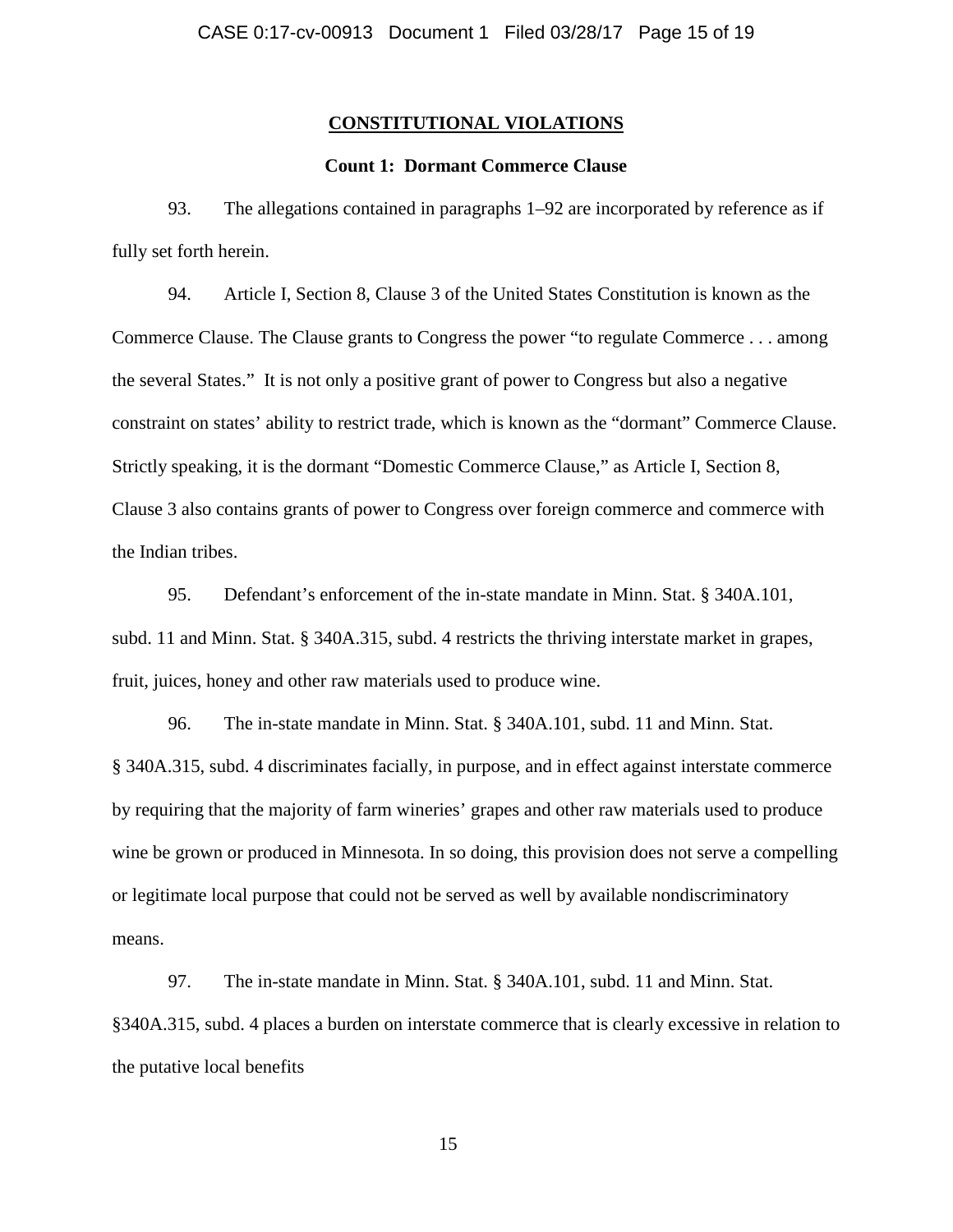## CONSTITUTIONAL VIOLATIONS

### Count 1: Dormant Commerce Clause

93. The allegations contained in paragraphs 1–92 are incorporated by reference as if fully set forth herein.

94. Article I, Section 8, Clause 3 of the United States Constitution is known as the Commerce Clause. The Clause grants to Congress the power "to regulate Commerce . . . among the several States." It is not only a positive grant of power to Congress but also a negative constraint on states' ability to restrict trade, which is known as the "dormant" Commerce Clause. Strictly speaking, it is the dormant "Domestic Commerce Clause," as Article I, Section 8, Clause 3 also contains grants of power to Congress over foreign commerce and commerce with the Indian tribes.

95. Defendant's enforcement of the in-state mandate in Minn. Stat. § 340A.101, subd. 11 and Minn. Stat. § 340A.315, subd. 4 restricts the thriving interstate market in grapes, fruit, juices, honey and other raw materials used to produce wine.

96. The in-state mandate in Minn. Stat. § 340A.101, subd. 11 and Minn. Stat. § 340A.315, subd. 4 discriminates facially, in purpose, and in effect against interstate commerce by requiring that the majority of farm wineries' grapes and other raw materials used to produce wine be grown or produced in Minnesota. In so doing, this provision does not serve a compelling or legitimate local purpose that could not be served as well by available nondiscriminatory means.

97. The in-state mandate in Minn. Stat. § 340A.101, subd. 11 and Minn. Stat. §340A.315, subd. 4 places a burden on interstate commerce that is clearly excessive in relation to the putative local benefits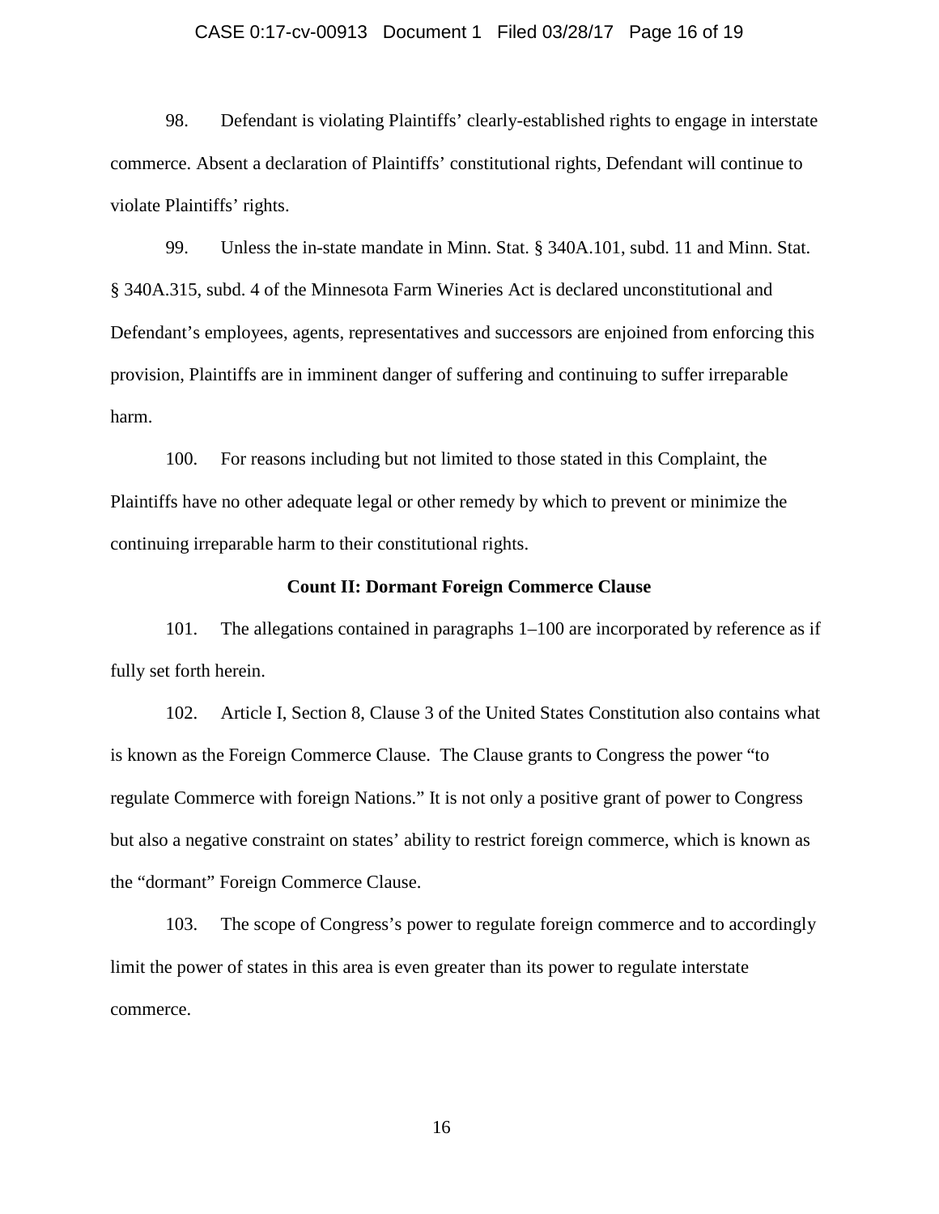98. Defendant is violating Plaintiffs' clearly-established rights to engage in interstate commerce. Absent a declaration of Plaintiffs' constitutional rights, Defendant will continue to violate Plaintiffs' rights.

99. Unless the in-state mandate in Minn. Stat. § 340A.101, subd. 11 and Minn. Stat. § 340A.315, subd. 4 of the Minnesota Farm Wineries Act is declared unconstitutional and Defendant's employees, agents, representatives and successors are enjoined from enforcing this provision, Plaintiffs are in imminent danger of suffering and continuing to suffer irreparable harm.

100. For reasons including but not limited to those stated in this Complaint, the Plaintiffs have no other adequate legal or other remedy by which to prevent or minimize the continuing irreparable harm to their constitutional rights.

**Count II: Dormant Foreign Commerce Clause**

101. The allegations contained in paragraphs 1–100 are incorporated by reference as if fully set forth herein.

102. Article I, Section 8, Clause 3 of the United States Constitution also contains what is known as the Foreign Commerce Clause. The Clause grants to Congress the power "to regulate Commerce with foreign Nations." It is not only a positive grant of power to Congress but also a negative constraint on states' ability to restrict foreign commerce, which is known as the "dormant" Foreign Commerce Clause.

103. The scope of Congress's power to regulate foreign commerce and to accordingly limit the power of states in this area is even greater than its power to regulate interstate commerce.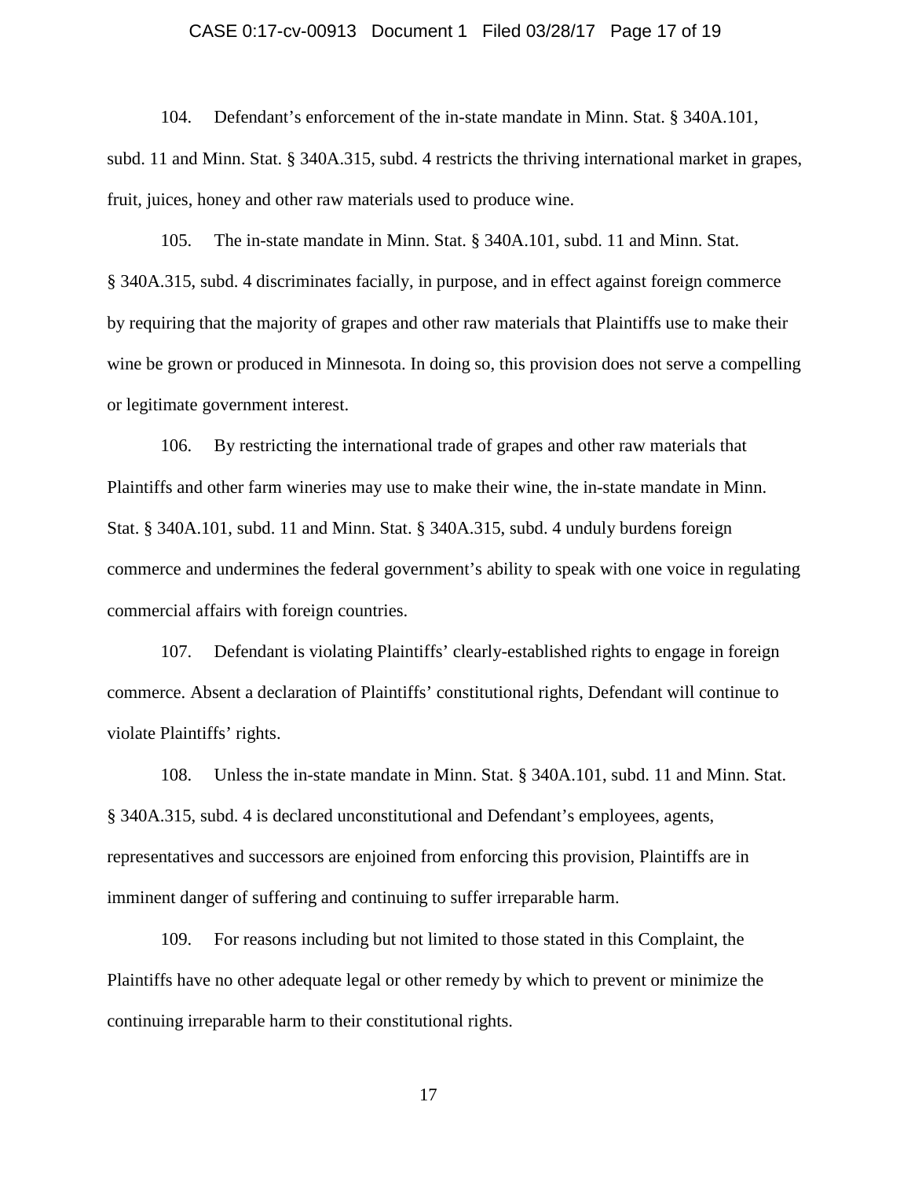104. Defendant's enforcement of the in-state mandate in Minn. Stat. § 340A.101, subd. 11 and Minn. Stat. § 340A.315, subd. 4 restricts the thriving international market in grapes, fruit, juices, honey and other raw materials used to produce wine.

105. The in-state mandate in Minn. Stat. § 340A.101, subd. 11 and Minn. Stat. § 340A.315, subd. 4 discriminates facially, in purpose, and in effect against foreign commerce by requiring that the majority of grapes and other raw materials that Plaintiffs use to make their wine be grown or produced in Minnesota. In doing so, this provision does not serve a compelling or legitimate government interest.

106. By restricting the international trade of grapes and other raw materials that Plaintiffs and other farm wineries may use to make their wine, the in-state mandate in Minn. Stat. § 340A.101, subd. 11 and Minn. Stat. § 340A.315, subd. 4 unduly burdens foreign commerce and undermines the federal government's ability to speak with one voice in regulating commercial affairs with foreign countries.

107. Defendant is violating Plaintiffs' clearly-established rights to engage in foreign commerce. Absent a declaration of Plaintiffs' constitutional rights, Defendant will continue to violate Plaintiffs' rights.

108. Unless the in-state mandate in Minn. Stat. § 340A.101, subd. 11 and Minn. Stat. § 340A.315, subd. 4 is declared unconstitutional and Defendant's employees, agents, representatives and successors are enjoined from enforcing this provision, Plaintiffs are in imminent danger of suffering and continuing to suffer irreparable harm.

109. For reasons including but not limited to those stated in this Complaint, the Plaintiffs have no other adequate legal or other remedy by which to prevent or minimize the continuing irreparable harm to their constitutional rights.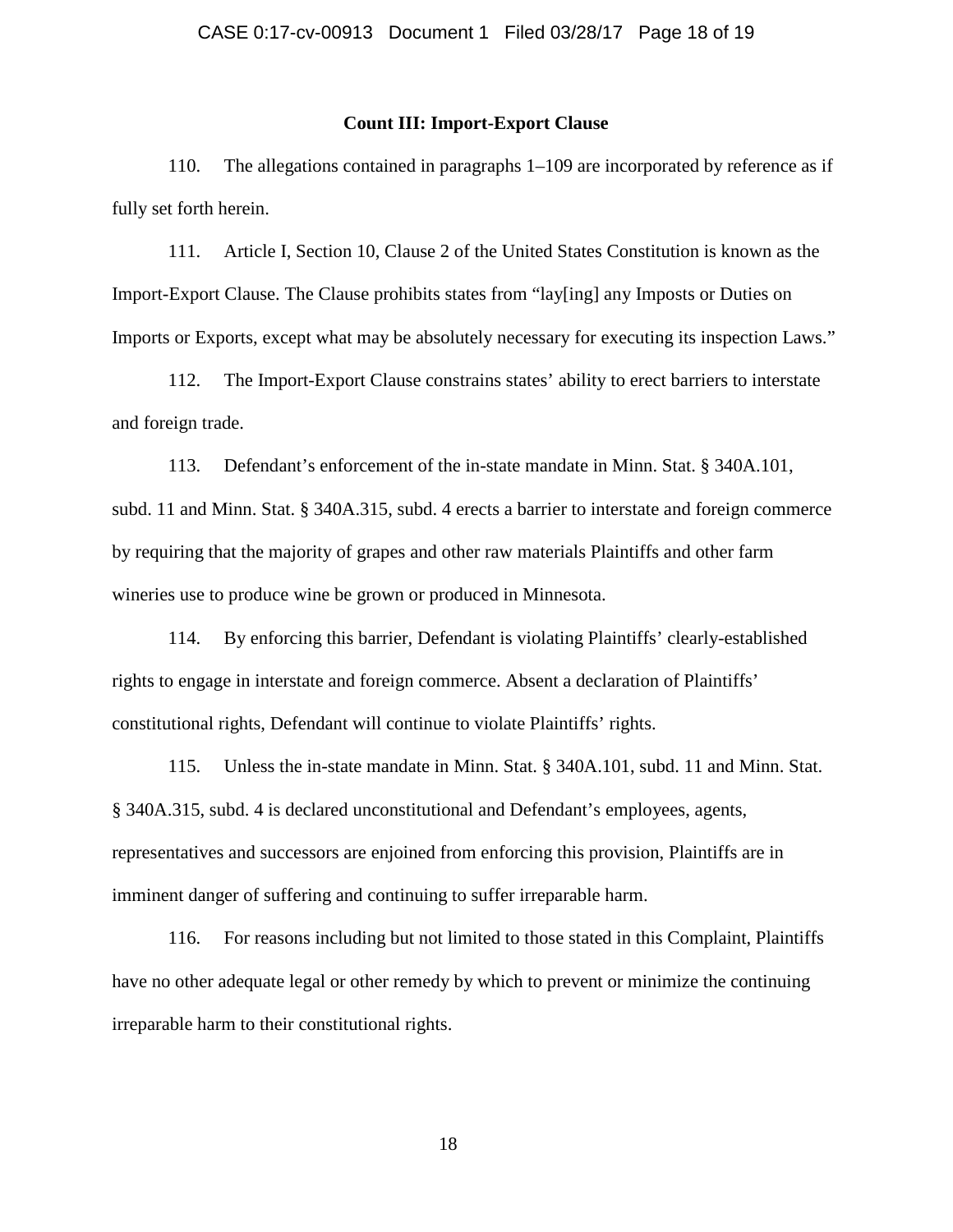### Count III: Import-Export Clause

110. The allegations contained in paragraphs 1–109 are incorporated by reference as if fully set forth herein.

111. Article I, Section 10, Clause 2 of the United States Constitution is known as the Import-Export Clause. The Clause prohibits states from "lay[ing] any Imposts or Duties on Imports or Exports, except what may be absolutely necessary for executing its inspection Laws."

112. The Import-Export Clause constrains states' ability to erect barriers to interstate and foreign trade.

113. Defendant's enforcement of the in-state mandate in Minn. Stat. § 340A.101, subd. 11 and Minn. Stat. § 340A.315, subd. 4 erects a barrier to interstate and foreign commerce by requiring that the majority of grapes and other raw materials Plaintiffs and other farm wineries use to produce wine be grown or produced in Minnesota.

114. By enforcing this barrier, Defendant is violating Plaintiffs' clearly-established rights to engage in interstate and foreign commerce. Absent a declaration of Plaintiffs' constitutional rights, Defendant will continue to violate Plaintiffs' rights.

115. Unless the in-state mandate in Minn. Stat. § 340A.101, subd. 11 and Minn. Stat. § 340A.315, subd. 4 is declared unconstitutional and Defendant's employees, agents, representatives and successors are enjoined from enforcing this provision, Plaintiffs are in imminent danger of suffering and continuing to suffer irreparable harm.

116. For reasons including but not limited to those stated in this Complaint, Plaintiffs have no other adequate legal or other remedy by which to prevent or minimize the continuing irreparable harm to their constitutional rights.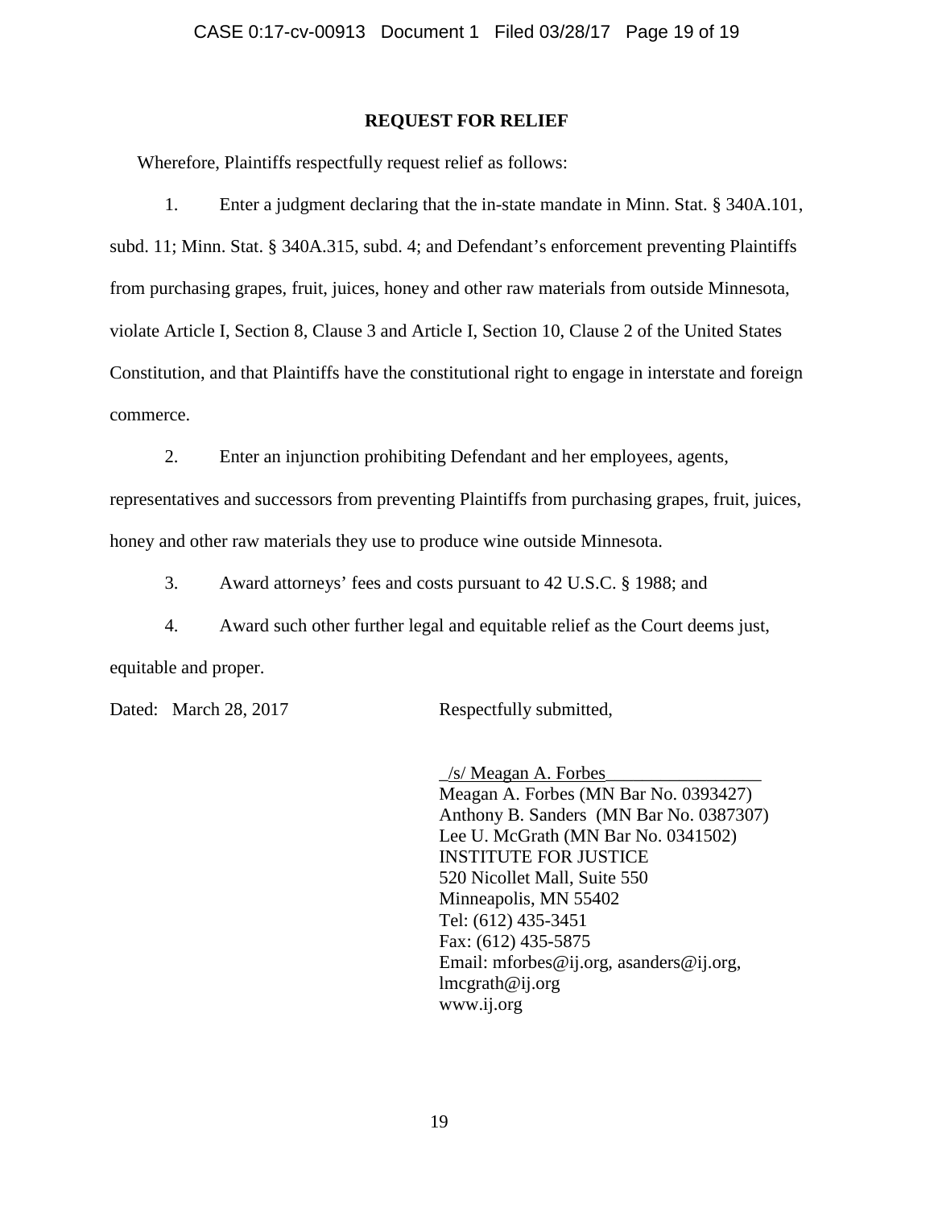## REQUEST FOR RELIEF

Wherefore, Plaintiffs respectfully request relief as follows:

1. Enter a judgment declaring that the in-state mandate in Minn. Stat. § 340A.101, subd. 11; Minn. Stat. § 340A.315, subd. 4; and Defendant's enforcement preventing Plaintiffs from purchasing grapes, fruit, juices, honey and other raw materials from outside Minnesota, violate Article I, Section 8, Clause 3 and Article I, Section 10, Clause 2 of the United States Constitution, and that Plaintiffs have the constitutional right to engage in interstate and foreign commerce.

2. Enter an injunction prohibiting Defendant and her employees, agents, representatives and successors from preventing Plaintiffs from purchasing grapes, fruit, juices, honey and other raw materials they use to produce wine outside Minnesota.

3. Award attorneys' fees and costs pursuant to 42 U.S.C. § 1988; and

4. Award such other further legal and equitable relief as the Court deems just, equitable and proper.

Dated: March 28, 2017

Respectfully submitted,

/s/ Meagan A. Forbes
Meagan A. Forbes (MN Bar No. 0393427)
Anthony B. Sanders (MN Bar No. 0387307)
Lee U. McGrath (MN Bar No. 0341502)
INSTITUTE FOR JUSTICE
520 Nicollet Mall, Suite 550
Minneapolis, MN 55402
Tel: (612) 435-3451
Fax: (612) 435-5875
Email: mforbes@ij.org, asanders@ij.org, lmcgrath@ij.org
www.ij.org